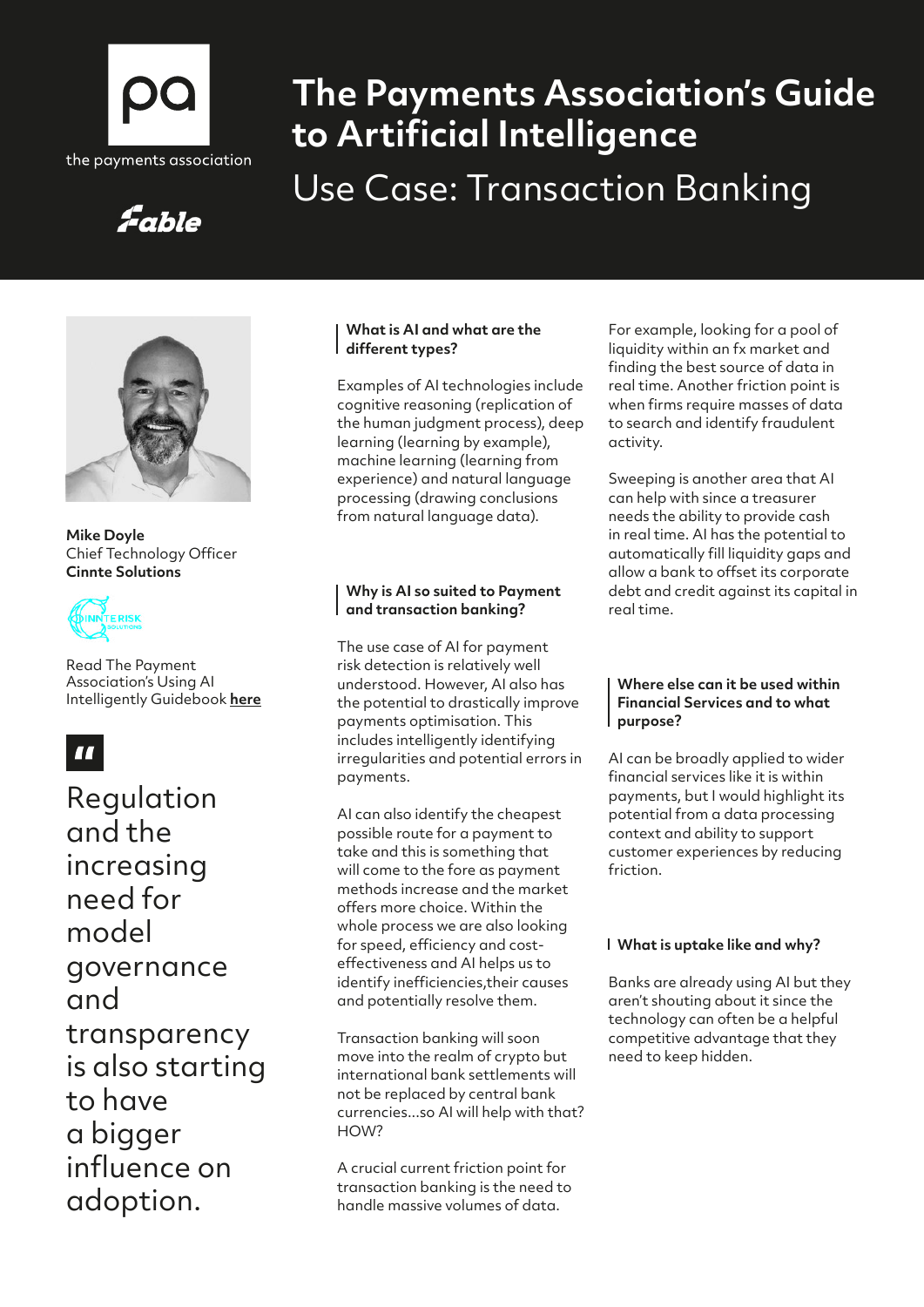# The Payments Association's Guide to Artificial Intelligence

## Use Case: Transaction Banking

**Mike Doyle**
Chief Technology Officer
**Cinnte Solutions**

Read The Payment Association's Using AI Intelligently Guidebook **here**

> Regulation and the increasing need for model governance and transparency is also starting to have a bigger influence on adoption.

### What is AI and what are the different types?

Examples of AI technologies include cognitive reasoning (replication of the human judgment process), deep learning (learning by example), machine learning (learning from experience) and natural language processing (drawing conclusions from natural language data).

### Why is AI so suited to Payment and transaction banking?

The use case of AI for payment risk detection is relatively well understood. However, AI also has the potential to drastically improve payments optimisation. This includes intelligently identifying irregularities and potential errors in payments.

AI can also identify the cheapest possible route for a payment to take and this is something that will come to the fore as payment methods increase and the market offers more choice. Within the whole process we are also looking for speed, efficiency and cost-effectiveness and AI helps us to identify inefficiencies,their causes and potentially resolve them.

Transaction banking will soon move into the realm of crypto but international bank settlements will not be replaced by central bank currencies...so AI will help with that? HOW?

A crucial current friction point for transaction banking is the need to handle massive volumes of data.

For example, looking for a pool of liquidity within an fx market and finding the best source of data in real time. Another friction point is when firms require masses of data to search and identify fraudulent activity.

Sweeping is another area that AI can help with since a treasurer needs the ability to provide cash in real time. AI has the potential to automatically fill liquidity gaps and allow a bank to offset its corporate debt and credit against its capital in real time.

### Where else can it be used within Financial Services and to what purpose?

AI can be broadly applied to wider financial services like it is within payments, but I would highlight its potential from a data processing context and ability to support customer experiences by reducing friction.

### What is uptake like and why?

Banks are already using AI but they aren't shouting about it since the technology can often be a helpful competitive advantage that they need to keep hidden.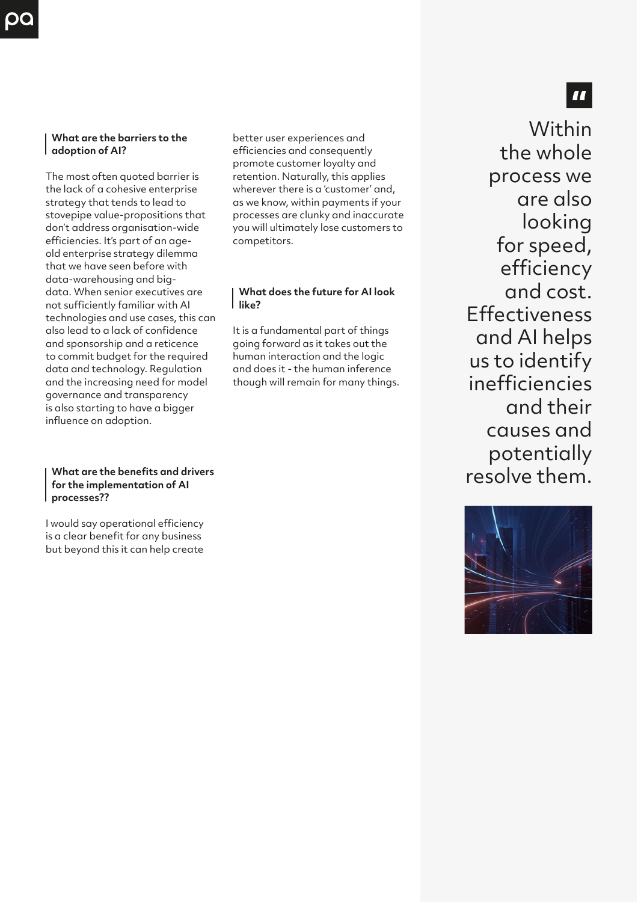### What are the barriers to the adoption of AI?

The most often quoted barrier is the lack of a cohesive enterprise strategy that tends to lead to stovepipe value-propositions that don't address organisation-wide efficiencies. It's part of an age-old enterprise strategy dilemma that we have seen before with data-warehousing and big-data. When senior executives are not sufficiently familiar with AI technologies and use cases, this can also lead to a lack of confidence and sponsorship and a reticence to commit budget for the required data and technology. Regulation and the increasing need for model governance and transparency is also starting to have a bigger influence on adoption.

### What are the benefits and drivers for the implementation of AI processes??

I would say operational efficiency is a clear benefit for any business but beyond this it can help create better user experiences and efficiencies and consequently promote customer loyalty and retention. Naturally, this applies wherever there is a 'customer' and, as we know, within payments if your processes are clunky and inaccurate you will ultimately lose customers to competitors.

### What does the future for AI look like?

It is a fundamental part of things going forward as it takes out the human interaction and the logic and does it - the human inference though will remain for many things.

> "Within the whole process we are also looking for speed, efficiency and cost. Effectiveness and AI helps us to identify inefficiencies and their causes and potentially resolve them.